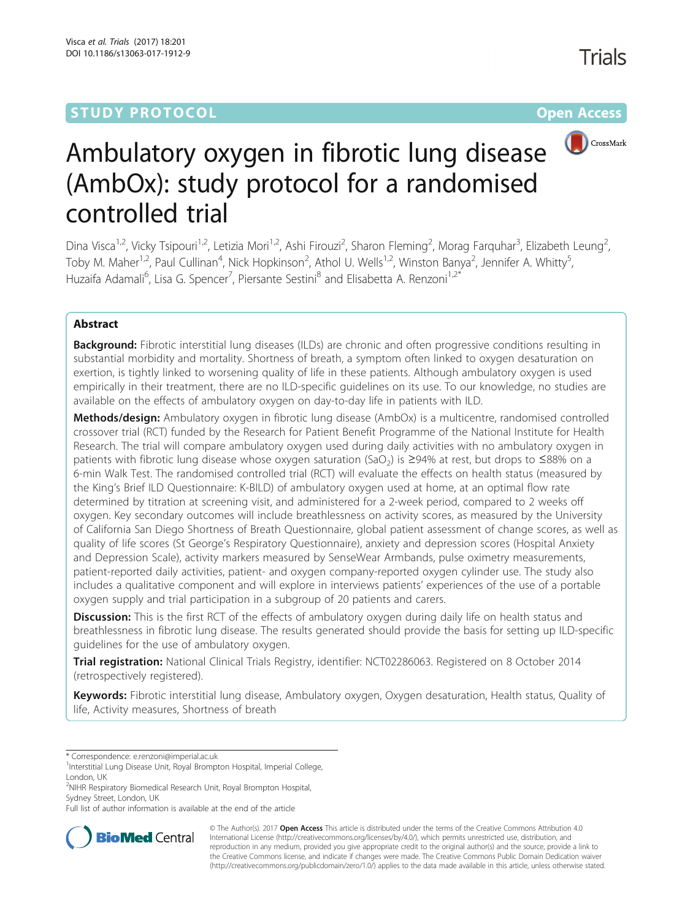STUDY PROTOCOL Open Access

# Ambulatory oxygen in fibrotic lung disease (AmbOx): study protocol for a randomised controlled trial

Dina Visca[1,2], Vicky Tsipouri[1,2], Letizia Mori[1,2], Ashi Firouzi[2], Sharon Fleming[2], Morag Farquhar[3], Elizabeth Leung[2], Toby M. Maher[1,2], Paul Cullinan[4], Nick Hopkinson[2], Athol U. Wells[1,2], Winston Banya[2], Jennifer A. Whitty[5], Huzaifa Adamali[6], Lisa G. Spencer[7], Piersante Sestini[8] and Elisabetta A. Renzoni[1,2*]

## Abstract

**Background:** Fibrotic interstitial lung diseases (ILDs) are chronic and often progressive conditions resulting in substantial morbidity and mortality. Shortness of breath, a symptom often linked to oxygen desaturation on exertion, is tightly linked to worsening quality of life in these patients. Although ambulatory oxygen is used empirically in their treatment, there are no ILD-specific guidelines on its use. To our knowledge, no studies are available on the effects of ambulatory oxygen on day-to-day life in patients with ILD.

**Methods/design:** Ambulatory oxygen in fibrotic lung disease (AmbOx) is a multicentre, randomised controlled crossover trial (RCT) funded by the Research for Patient Benefit Programme of the National Institute for Health Research. The trial will compare ambulatory oxygen used during daily activities with no ambulatory oxygen in patients with fibrotic lung disease whose oxygen saturation ($SaO_2$) is ≥94% at rest, but drops to ≤88% on a 6-min Walk Test. The randomised controlled trial (RCT) will evaluate the effects on health status (measured by the King's Brief ILD Questionnaire: K-BILD) of ambulatory oxygen used at home, at an optimal flow rate determined by titration at screening visit, and administered for a 2-week period, compared to 2 weeks off oxygen. Key secondary outcomes will include breathlessness on activity scores, as measured by the University of California San Diego Shortness of Breath Questionnaire, global patient assessment of change scores, as well as quality of life scores (St George's Respiratory Questionnaire), anxiety and depression scores (Hospital Anxiety and Depression Scale), activity markers measured by SenseWear Armbands, pulse oximetry measurements, patient-reported daily activities, patient- and oxygen company-reported oxygen cylinder use. The study also includes a qualitative component and will explore in interviews patients' experiences of the use of a portable oxygen supply and trial participation in a subgroup of 20 patients and carers.

**Discussion:** This is the first RCT of the effects of ambulatory oxygen during daily life on health status and breathlessness in fibrotic lung disease. The results generated should provide the basis for setting up ILD-specific guidelines for the use of ambulatory oxygen.

**Trial registration:** National Clinical Trials Registry, identifier: NCT02286063. Registered on 8 October 2014 (retrospectively registered).

**Keywords:** Fibrotic interstitial lung disease, Ambulatory oxygen, Oxygen desaturation, Health status, Quality of life, Activity measures, Shortness of breath

---

\* Correspondence: e.renzoni@imperial.ac.uk

[1] Interstitial Lung Disease Unit, Royal Brompton Hospital, Imperial College, London, UK

[2] NIHR Respiratory Biomedical Research Unit, Royal Brompton Hospital, Sydney Street, London, UK

Full list of author information is available at the end of the article

© The Author(s). 2017 **Open Access** This article is distributed under the terms of the Creative Commons Attribution 4.0 International License (http://creativecommons.org/licenses/by/4.0/), which permits unrestricted use, distribution, and reproduction in any medium, provided you give appropriate credit to the original author(s) and the source, provide a link to the Creative Commons license, and indicate if changes were made. The Creative Commons Public Domain Dedication waiver (http://creativecommons.org/publicdomain/zero/1.0/) applies to the data made available in this article, unless otherwise stated.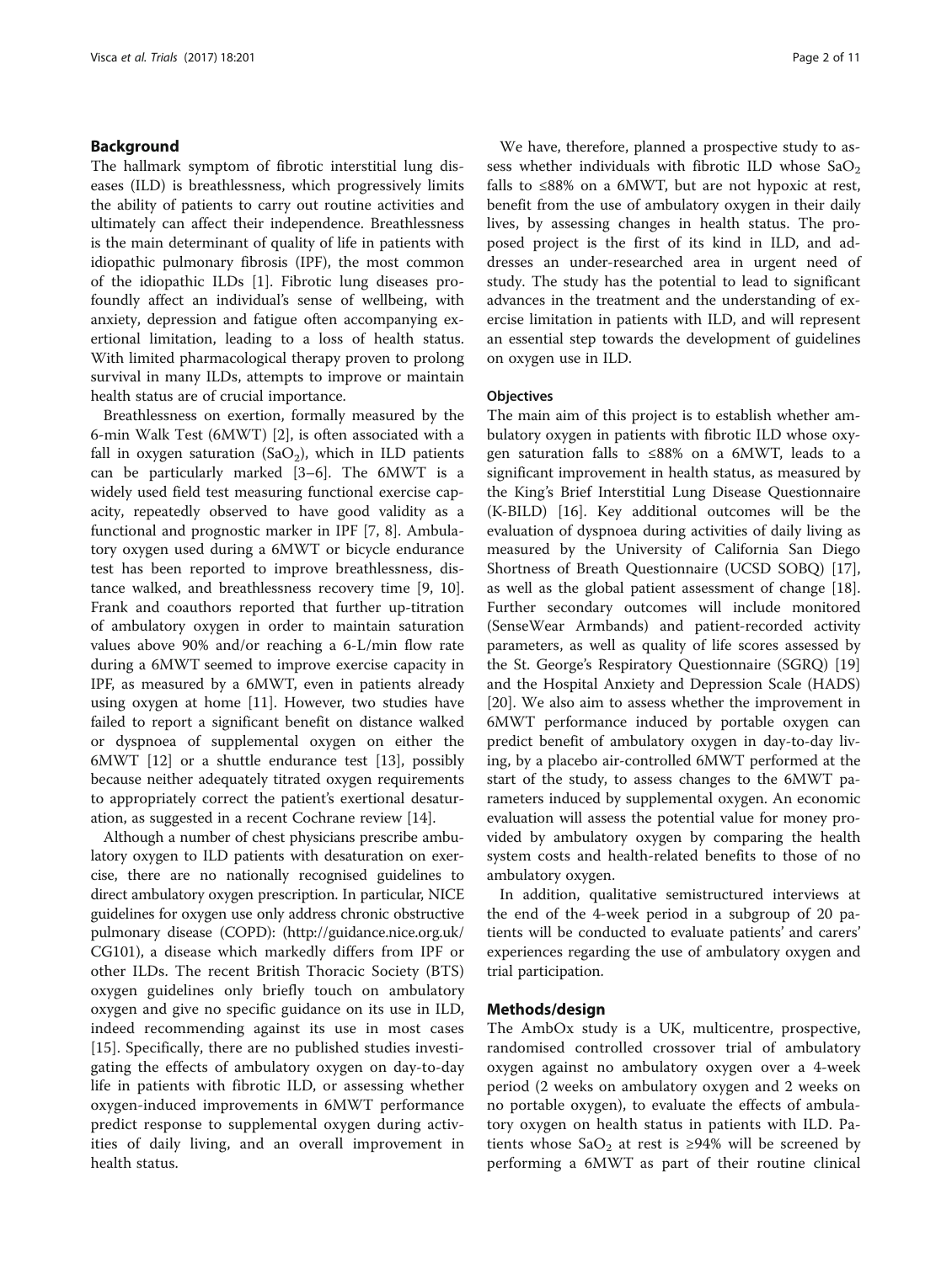## Background

The hallmark symptom of fibrotic interstitial lung diseases (ILD) is breathlessness, which progressively limits the ability of patients to carry out routine activities and ultimately can affect their independence. Breathlessness is the main determinant of quality of life in patients with idiopathic pulmonary fibrosis (IPF), the most common of the idiopathic ILDs [1]. Fibrotic lung diseases profoundly affect an individual's sense of wellbeing, with anxiety, depression and fatigue often accompanying exertional limitation, leading to a loss of health status. With limited pharmacological therapy proven to prolong survival in many ILDs, attempts to improve or maintain health status are of crucial importance.

Breathlessness on exertion, formally measured by the 6-min Walk Test (6MWT) [2], is often associated with a fall in oxygen saturation ($SaO_2$), which in ILD patients can be particularly marked [3–6]. The 6MWT is a widely used field test measuring functional exercise capacity, repeatedly observed to have good validity as a functional and prognostic marker in IPF [7, 8]. Ambulatory oxygen used during a 6MWT or bicycle endurance test has been reported to improve breathlessness, distance walked, and breathlessness recovery time [9, 10]. Frank and coauthors reported that further up-titration of ambulatory oxygen in order to maintain saturation values above 90% and/or reaching a 6-L/min flow rate during a 6MWT seemed to improve exercise capacity in IPF, as measured by a 6MWT, even in patients already using oxygen at home [11]. However, two studies have failed to report a significant benefit on distance walked or dyspnoea of supplemental oxygen on either the 6MWT [12] or a shuttle endurance test [13], possibly because neither adequately titrated oxygen requirements to appropriately correct the patient's exertional desaturation, as suggested in a recent Cochrane review [14].

Although a number of chest physicians prescribe ambulatory oxygen to ILD patients with desaturation on exercise, there are no nationally recognised guidelines to direct ambulatory oxygen prescription. In particular, NICE guidelines for oxygen use only address chronic obstructive pulmonary disease (COPD): (http://guidance.nice.org.uk/CG101), a disease which markedly differs from IPF or other ILDs. The recent British Thoracic Society (BTS) oxygen guidelines only briefly touch on ambulatory oxygen and give no specific guidance on its use in ILD, indeed recommending against its use in most cases [15]. Specifically, there are no published studies investigating the effects of ambulatory oxygen on day-to-day life in patients with fibrotic ILD, or assessing whether oxygen-induced improvements in 6MWT performance predict response to supplemental oxygen during activities of daily living, and an overall improvement in health status.

We have, therefore, planned a prospective study to assess whether individuals with fibrotic ILD whose $SaO_2$ falls to ≤88% on a 6MWT, but are not hypoxic at rest, benefit from the use of ambulatory oxygen in their daily lives, by assessing changes in health status. The proposed project is the first of its kind in ILD, and addresses an under-researched area in urgent need of study. The study has the potential to lead to significant advances in the treatment and the understanding of exercise limitation in patients with ILD, and will represent an essential step towards the development of guidelines on oxygen use in ILD.

### Objectives

The main aim of this project is to establish whether ambulatory oxygen in patients with fibrotic ILD whose oxygen saturation falls to ≤88% on a 6MWT, leads to a significant improvement in health status, as measured by the King's Brief Interstitial Lung Disease Questionnaire (K-BILD) [16]. Key additional outcomes will be the evaluation of dyspnoea during activities of daily living as measured by the University of California San Diego Shortness of Breath Questionnaire (UCSD SOBQ) [17], as well as the global patient assessment of change [18]. Further secondary outcomes will include monitored (SenseWear Armbands) and patient-recorded activity parameters, as well as quality of life scores assessed by the St. George's Respiratory Questionnaire (SGRQ) [19] and the Hospital Anxiety and Depression Scale (HADS) [20]. We also aim to assess whether the improvement in 6MWT performance induced by portable oxygen can predict benefit of ambulatory oxygen in day-to-day living, by a placebo air-controlled 6MWT performed at the start of the study, to assess changes to the 6MWT parameters induced by supplemental oxygen. An economic evaluation will assess the potential value for money provided by ambulatory oxygen by comparing the health system costs and health-related benefits to those of no ambulatory oxygen.

In addition, qualitative semistructured interviews at the end of the 4-week period in a subgroup of 20 patients will be conducted to evaluate patients' and carers' experiences regarding the use of ambulatory oxygen and trial participation.

## Methods/design

The AmbOx study is a UK, multicentre, prospective, randomised controlled crossover trial of ambulatory oxygen against no ambulatory oxygen over a 4-week period (2 weeks on ambulatory oxygen and 2 weeks on no portable oxygen), to evaluate the effects of ambulatory oxygen on health status in patients with ILD. Patients whose $SaO_2$ at rest is ≥94% will be screened by performing a 6MWT as part of their routine clinical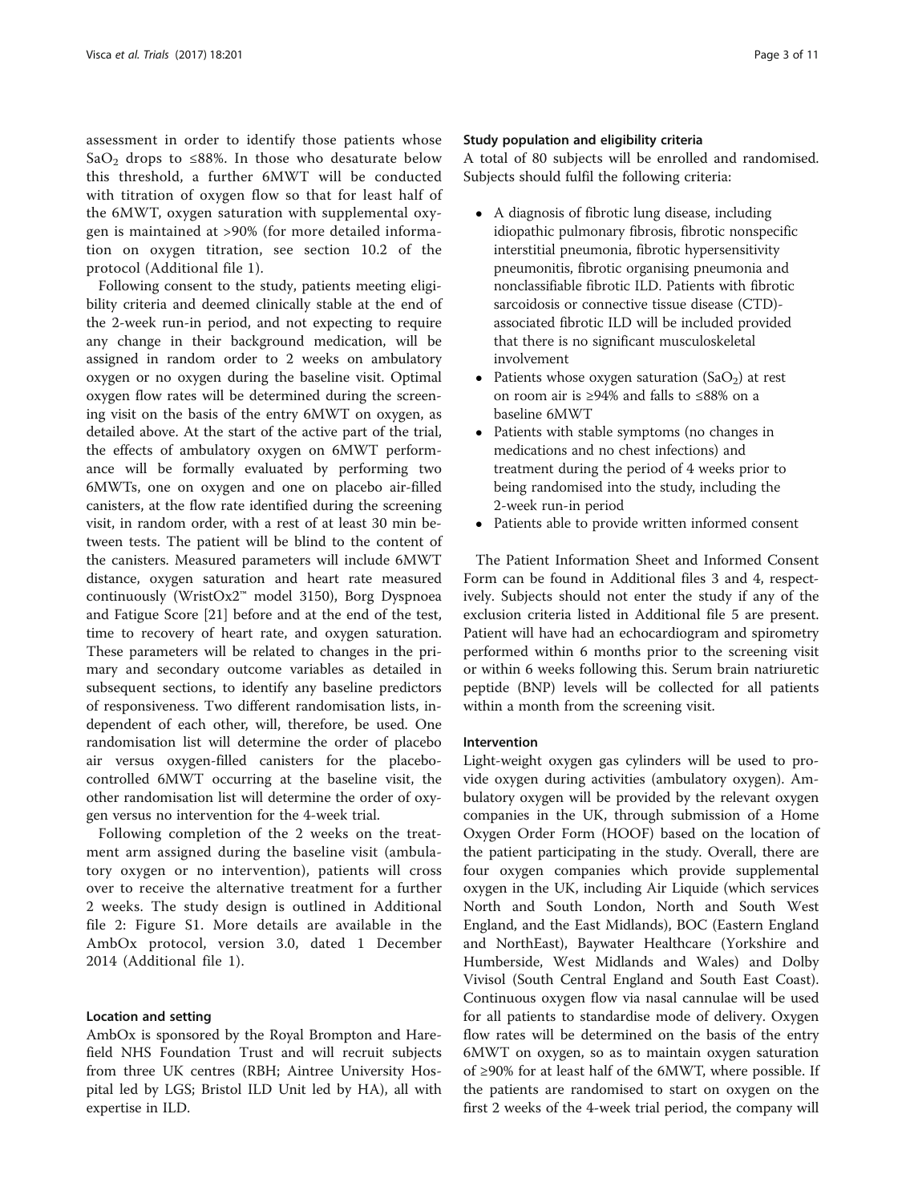assessment in order to identify those patients whose $SaO_2$ drops to ≤88%. In those who desaturate below this threshold, a further 6MWT will be conducted with titration of oxygen flow so that for least half of the 6MWT, oxygen saturation with supplemental oxygen is maintained at >90% (for more detailed information on oxygen titration, see section 10.2 of the protocol (Additional file 1).

Following consent to the study, patients meeting eligibility criteria and deemed clinically stable at the end of the 2-week run-in period, and not expecting to require any change in their background medication, will be assigned in random order to 2 weeks on ambulatory oxygen or no oxygen during the baseline visit. Optimal oxygen flow rates will be determined during the screening visit on the basis of the entry 6MWT on oxygen, as detailed above. At the start of the active part of the trial, the effects of ambulatory oxygen on 6MWT performance will be formally evaluated by performing two 6MWTs, one on oxygen and one on placebo air-filled canisters, at the flow rate identified during the screening visit, in random order, with a rest of at least 30 min between tests. The patient will be blind to the content of the canisters. Measured parameters will include 6MWT distance, oxygen saturation and heart rate measured continuously (WristOx2™ model 3150), Borg Dyspnoea and Fatigue Score [21] before and at the end of the test, time to recovery of heart rate, and oxygen saturation. These parameters will be related to changes in the primary and secondary outcome variables as detailed in subsequent sections, to identify any baseline predictors of responsiveness. Two different randomisation lists, independent of each other, will, therefore, be used. One randomisation list will determine the order of placebo air versus oxygen-filled canisters for the placebo-controlled 6MWT occurring at the baseline visit, the other randomisation list will determine the order of oxygen versus no intervention for the 4-week trial.

Following completion of the 2 weeks on the treatment arm assigned during the baseline visit (ambulatory oxygen or no intervention), patients will cross over to receive the alternative treatment for a further 2 weeks. The study design is outlined in Additional file 2: Figure S1. More details are available in the AmbOx protocol, version 3.0, dated 1 December 2014 (Additional file 1).

### Location and setting

AmbOx is sponsored by the Royal Brompton and Harefield NHS Foundation Trust and will recruit subjects from three UK centres (RBH; Aintree University Hospital led by LGS; Bristol ILD Unit led by HA), all with expertise in ILD.

### Study population and eligibility criteria

A total of 80 subjects will be enrolled and randomised. Subjects should fulfil the following criteria:

- A diagnosis of fibrotic lung disease, including idiopathic pulmonary fibrosis, fibrotic nonspecific interstitial pneumonia, fibrotic hypersensitivity pneumonitis, fibrotic organising pneumonia and nonclassifiable fibrotic ILD. Patients with fibrotic sarcoidosis or connective tissue disease (CTD)-associated fibrotic ILD will be included provided that there is no significant musculoskeletal involvement
- Patients whose oxygen saturation ($SaO_2$) at rest on room air is ≥94% and falls to ≤88% on a baseline 6MWT
- Patients with stable symptoms (no changes in medications and no chest infections) and treatment during the period of 4 weeks prior to being randomised into the study, including the 2-week run-in period
- Patients able to provide written informed consent

The Patient Information Sheet and Informed Consent Form can be found in Additional files 3 and 4, respectively. Subjects should not enter the study if any of the exclusion criteria listed in Additional file 5 are present. Patient will have had an echocardiogram and spirometry performed within 6 months prior to the screening visit or within 6 weeks following this. Serum brain natriuretic peptide (BNP) levels will be collected for all patients within a month from the screening visit.

### Intervention

Light-weight oxygen gas cylinders will be used to provide oxygen during activities (ambulatory oxygen). Ambulatory oxygen will be provided by the relevant oxygen companies in the UK, through submission of a Home Oxygen Order Form (HOOF) based on the location of the patient participating in the study. Overall, there are four oxygen companies which provide supplemental oxygen in the UK, including Air Liquide (which services North and South London, North and South West England, and the East Midlands), BOC (Eastern England and NorthEast), Baywater Healthcare (Yorkshire and Humberside, West Midlands and Wales) and Dolby Vivisol (South Central England and South East Coast). Continuous oxygen flow via nasal cannulae will be used for all patients to standardise mode of delivery. Oxygen flow rates will be determined on the basis of the entry 6MWT on oxygen, so as to maintain oxygen saturation of ≥90% for at least half of the 6MWT, where possible. If the patients are randomised to start on oxygen on the first 2 weeks of the 4-week trial period, the company will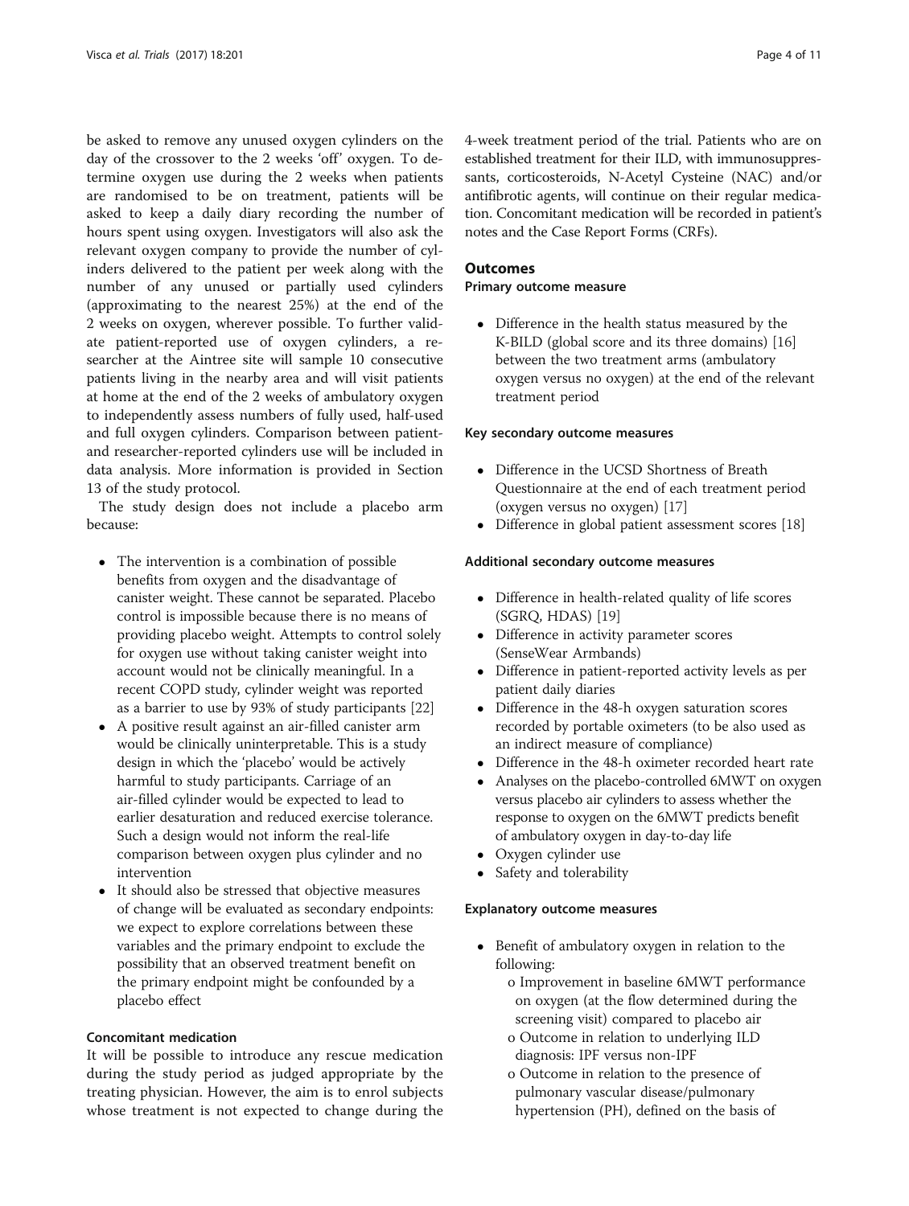be asked to remove any unused oxygen cylinders on the day of the crossover to the 2 weeks 'off' oxygen. To determine oxygen use during the 2 weeks when patients are randomised to be on treatment, patients will be asked to keep a daily diary recording the number of hours spent using oxygen. Investigators will also ask the relevant oxygen company to provide the number of cylinders delivered to the patient per week along with the number of any unused or partially used cylinders (approximating to the nearest 25%) at the end of the 2 weeks on oxygen, wherever possible. To further validate patient-reported use of oxygen cylinders, a researcher at the Aintree site will sample 10 consecutive patients living in the nearby area and will visit patients at home at the end of the 2 weeks of ambulatory oxygen to independently assess numbers of fully used, half-used and full oxygen cylinders. Comparison between patient- and researcher-reported cylinders use will be included in data analysis. More information is provided in Section 13 of the study protocol.

The study design does not include a placebo arm because:

- The intervention is a combination of possible benefits from oxygen and the disadvantage of canister weight. These cannot be separated. Placebo control is impossible because there is no means of providing placebo weight. Attempts to control solely for oxygen use without taking canister weight into account would not be clinically meaningful. In a recent COPD study, cylinder weight was reported as a barrier to use by 93% of study participants [22]
- A positive result against an air-filled canister arm would be clinically uninterpretable. This is a study design in which the 'placebo' would be actively harmful to study participants. Carriage of an air-filled cylinder would be expected to lead to earlier desaturation and reduced exercise tolerance. Such a design would not inform the real-life comparison between oxygen plus cylinder and no intervention
- It should also be stressed that objective measures of change will be evaluated as secondary endpoints: we expect to explore correlations between these variables and the primary endpoint to exclude the possibility that an observed treatment benefit on the primary endpoint might be confounded by a placebo effect

### Concomitant medication

It will be possible to introduce any rescue medication during the study period as judged appropriate by the treating physician. However, the aim is to enrol subjects whose treatment is not expected to change during the 4-week treatment period of the trial. Patients who are on established treatment for their ILD, with immunosuppressants, corticosteroids, N-Acetyl Cysteine (NAC) and/or antifibrotic agents, will continue on their regular medication. Concomitant medication will be recorded in patient's notes and the Case Report Forms (CRFs).

## Outcomes

### Primary outcome measure

- Difference in the health status measured by the K-BILD (global score and its three domains) [16] between the two treatment arms (ambulatory oxygen versus no oxygen) at the end of the relevant treatment period

### Key secondary outcome measures

- Difference in the UCSD Shortness of Breath Questionnaire at the end of each treatment period (oxygen versus no oxygen) [17]
- Difference in global patient assessment scores [18]

### Additional secondary outcome measures

- Difference in health-related quality of life scores (SGRQ, HDAS) [19]
- Difference in activity parameter scores (SenseWear Armbands)
- Difference in patient-reported activity levels as per patient daily diaries
- Difference in the 48-h oxygen saturation scores recorded by portable oximeters (to be also used as an indirect measure of compliance)
- Difference in the 48-h oximeter recorded heart rate
- Analyses on the placebo-controlled 6MWT on oxygen versus placebo air cylinders to assess whether the response to oxygen on the 6MWT predicts benefit of ambulatory oxygen in day-to-day life
- Oxygen cylinder use
- Safety and tolerability

### Explanatory outcome measures

- Benefit of ambulatory oxygen in relation to the following:
  - o Improvement in baseline 6MWT performance on oxygen (at the flow determined during the screening visit) compared to placebo air
  - o Outcome in relation to underlying ILD diagnosis: IPF versus non-IPF
  - o Outcome in relation to the presence of pulmonary vascular disease/pulmonary hypertension (PH), defined on the basis of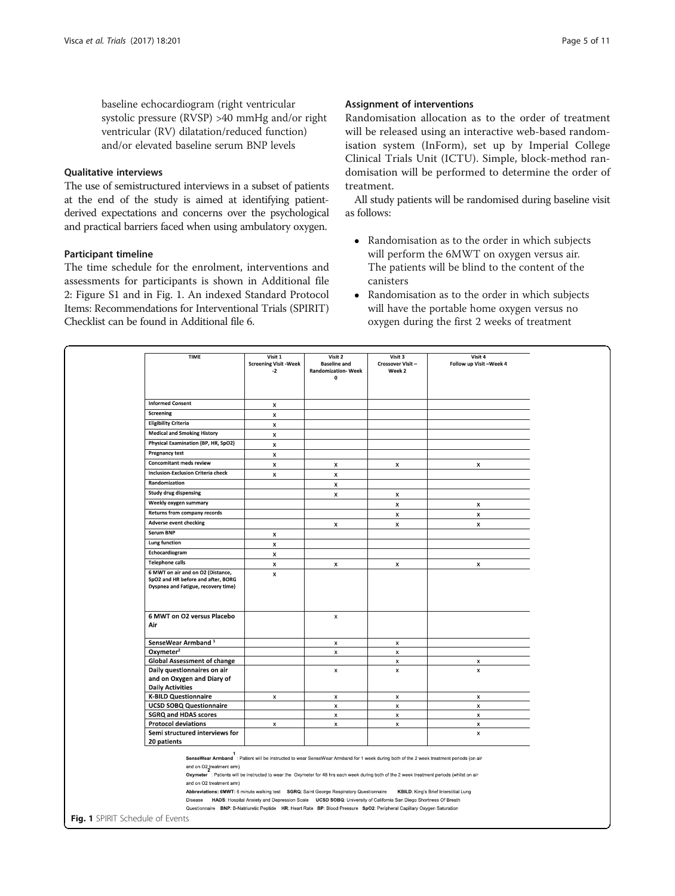baseline echocardiogram (right ventricular systolic pressure (RVSP) >40 mmHg and/or right ventricular (RV) dilatation/reduced function) and/or elevated baseline serum BNP levels

### Qualitative interviews

The use of semistructured interviews in a subset of patients at the end of the study is aimed at identifying patient-derived expectations and concerns over the psychological and practical barriers faced when using ambulatory oxygen.

### Participant timeline

The time schedule for the enrolment, interventions and assessments for participants is shown in Additional file 2: Figure S1 and in Fig. 1. An indexed Standard Protocol Items: Recommendations for Interventional Trials (SPIRIT) Checklist can be found in Additional file 6.

### Assignment of interventions

Randomisation allocation as to the order of treatment will be released using an interactive web-based randomisation system (InForm), set up by Imperial College Clinical Trials Unit (ICTU). Simple, block-method randomisation will be performed to determine the order of treatment.

All study patients will be randomised during baseline visit as follows:

- Randomisation as to the order in which subjects will perform the 6MWT on oxygen versus air. The patients will be blind to the content of the canisters
- Randomisation as to the order in which subjects will have the portable home oxygen versus no oxygen during the first 2 weeks of treatment

| TIME | Visit 1 Screening Visit -Week -2 | Visit 2 Baseline and Randomization- Week 0 | Visit 3 Crossover Visit – Week 2 | Visit 4 Follow up Visit –Week 4 |
|---|---|---|---|---|
| Informed Consent | x | | | |
| Screening | x | | | |
| Eligibility Criteria | x | | | |
| Medical and Smoking History | x | | | |
| Physical Examination (BP, HR, SpO2) | x | | | |
| Pregnancy test | x | | | |
| Concomitant meds review | x | x | x | x |
| Inclusion-Exclusion Criteria check | x | x | | |
| Randomization | | x | | |
| Study drug dispensing | | x | x | |
| Weekly oxygen summary | | | x | x |
| Returns from company records | | | x | x |
| Adverse event checking | | x | x | x |
| Serum BNP | x | | | |
| Lung function | x | | | |
| Echocardiogram | x | | | |
| Telephone calls | x | x | x | x |
| 6 MWT on air and on O2 (Distance, SpO2 and HR before and after, BORG Dyspnea and Fatigue, recovery time) | x | | | |
| 6 MWT on O2 versus Placebo Air | | x | | |
| SenseWear Armband [1] | | x | x | |
| Oxymeter[2] | | x | x | |
| Global Assessment of change | | | x | x |
| Daily questionnaires on air and on Oxygen and Diary of Daily Activities | | x | x | x |
| K-BILD Questionnaire | x | x | x | x |
| UCSD SOBQ Questionnaire | | x | x | x |
| SGRQ and HDAS scores | | x | x | x |
| Protocol deviations | x | x | x | x |
| Semi structured interviews for 20 patients | | | | x |

**SenseWear Armband**[1]: Patient will be instructed to wear SenseWear Armband for 1 week during both of the 2 week treatment periods (on air and on O2 treatment arm)

**Oxymeter**[2]: Patients will be instructed to wear the Oxymeter for 48 hrs each week during both of the 2 week treatment periods (whilst on air and on O2 treatment arm)

**Abbreviations: 6MWT**: 6 minute walking test **SGRQ**: Saint George Respiratory Questionnaire **KBILD**: King's Brief Interstitial Lung Disease **HADS**: Hospital Anxiety and Depression Scale **UCSD SOBQ**: University of California San Diego Shortness Of Breath Questionnaire **BNP**: B-Natriuretic Peptide **HR**: Heart Rate **BP**: Blood Pressure **SpO2**: Peripheral Capillary Oxygen Saturation

**Fig. 1** SPIRIT Schedule of Events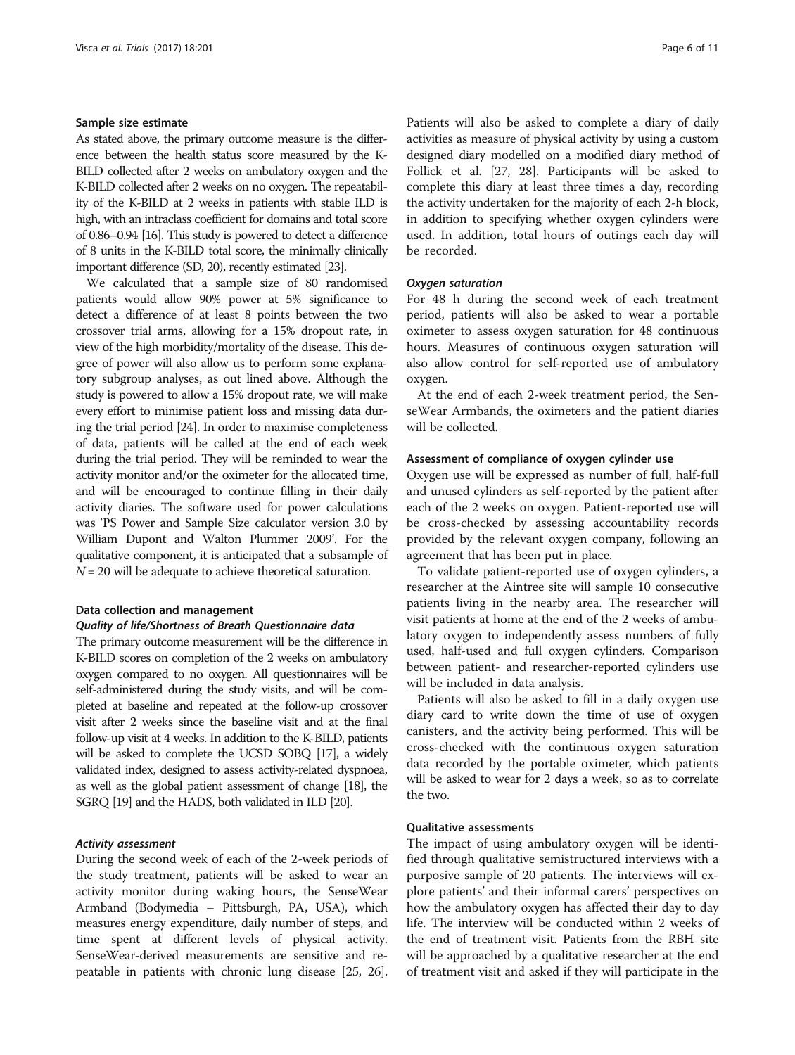#### Sample size estimate

As stated above, the primary outcome measure is the difference between the health status score measured by the K-BILD collected after 2 weeks on ambulatory oxygen and the K-BILD collected after 2 weeks on no oxygen. The repeatability of the K-BILD at 2 weeks in patients with stable ILD is high, with an intraclass coefficient for domains and total score of 0.86–0.94 [16]. This study is powered to detect a difference of 8 units in the K-BILD total score, the minimally clinically important difference (SD, 20), recently estimated [23].

We calculated that a sample size of 80 randomised patients would allow 90% power at 5% significance to detect a difference of at least 8 points between the two crossover trial arms, allowing for a 15% dropout rate, in view of the high morbidity/mortality of the disease. This degree of power will also allow us to perform some explanatory subgroup analyses, as out lined above. Although the study is powered to allow a 15% dropout rate, we will make every effort to minimise patient loss and missing data during the trial period [24]. In order to maximise completeness of data, patients will be called at the end of each week during the trial period. They will be reminded to wear the activity monitor and/or the oximeter for the allocated time, and will be encouraged to continue filling in their daily activity diaries. The software used for power calculations was 'PS Power and Sample Size calculator version 3.0 by William Dupont and Walton Plummer 2009'. For the qualitative component, it is anticipated that a subsample of $N = 20$ will be adequate to achieve theoretical saturation.

#### Data collection and management

##### *Quality of life/Shortness of Breath Questionnaire data*

The primary outcome measurement will be the difference in K-BILD scores on completion of the 2 weeks on ambulatory oxygen compared to no oxygen. All questionnaires will be self-administered during the study visits, and will be completed at baseline and repeated at the follow-up crossover visit after 2 weeks since the baseline visit and at the final follow-up visit at 4 weeks. In addition to the K-BILD, patients will be asked to complete the UCSD SOBQ [17], a widely validated index, designed to assess activity-related dyspnoea, as well as the global patient assessment of change [18], the SGRQ [19] and the HADS, both validated in ILD [20].

##### *Activity assessment*

During the second week of each of the 2-week periods of the study treatment, patients will be asked to wear an activity monitor during waking hours, the SenseWear Armband (Bodymedia – Pittsburgh, PA, USA), which measures energy expenditure, daily number of steps, and time spent at different levels of physical activity. SenseWear-derived measurements are sensitive and repeatable in patients with chronic lung disease [25, 26]. Patients will also be asked to complete a diary of daily activities as measure of physical activity by using a custom designed diary modelled on a modified diary method of Follick et al. [27, 28]. Participants will be asked to complete this diary at least three times a day, recording the activity undertaken for the majority of each 2-h block, in addition to specifying whether oxygen cylinders were used. In addition, total hours of outings each day will be recorded.

##### *Oxygen saturation*

For 48 h during the second week of each treatment period, patients will also be asked to wear a portable oximeter to assess oxygen saturation for 48 continuous hours. Measures of continuous oxygen saturation will also allow control for self-reported use of ambulatory oxygen.

At the end of each 2-week treatment period, the SenseWear Armbands, the oximeters and the patient diaries will be collected.

#### Assessment of compliance of oxygen cylinder use

Oxygen use will be expressed as number of full, half-full and unused cylinders as self-reported by the patient after each of the 2 weeks on oxygen. Patient-reported use will be cross-checked by assessing accountability records provided by the relevant oxygen company, following an agreement that has been put in place.

To validate patient-reported use of oxygen cylinders, a researcher at the Aintree site will sample 10 consecutive patients living in the nearby area. The researcher will visit patients at home at the end of the 2 weeks of ambulatory oxygen to independently assess numbers of fully used, half-used and full oxygen cylinders. Comparison between patient- and researcher-reported cylinders use will be included in data analysis.

Patients will also be asked to fill in a daily oxygen use diary card to write down the time of use of oxygen canisters, and the activity being performed. This will be cross-checked with the continuous oxygen saturation data recorded by the portable oximeter, which patients will be asked to wear for 2 days a week, so as to correlate the two.

#### Qualitative assessments

The impact of using ambulatory oxygen will be identified through qualitative semistructured interviews with a purposive sample of 20 patients. The interviews will explore patients' and their informal carers' perspectives on how the ambulatory oxygen has affected their day to day life. The interview will be conducted within 2 weeks of the end of treatment visit. Patients from the RBH site will be approached by a qualitative researcher at the end of treatment visit and asked if they will participate in the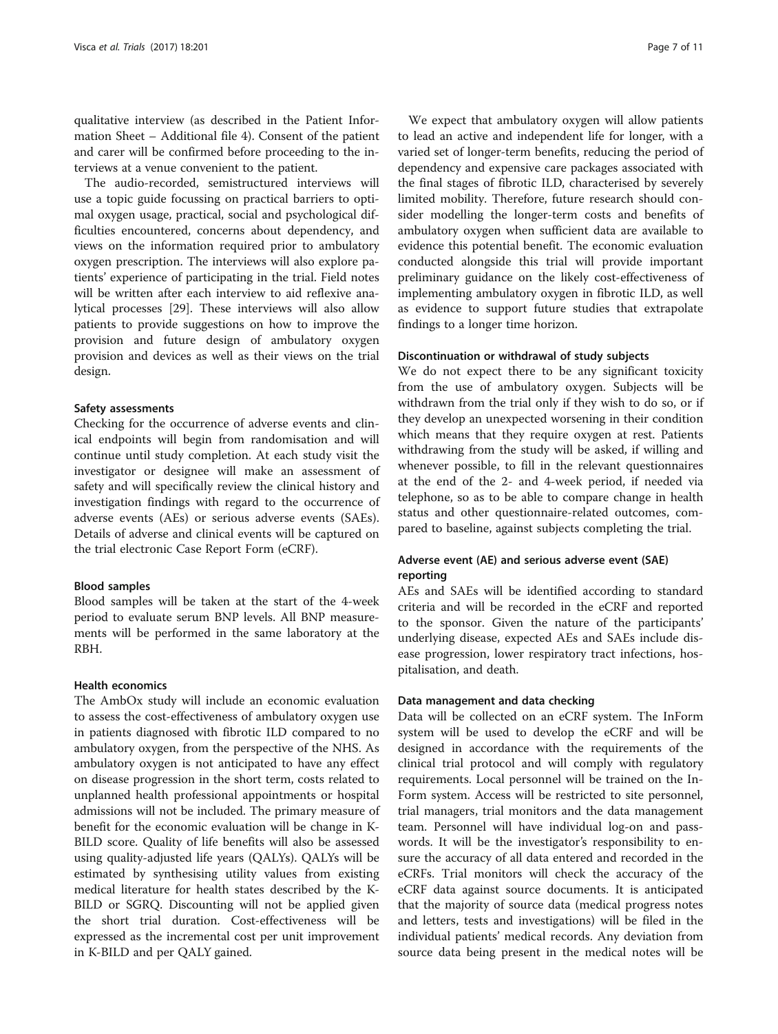qualitative interview (as described in the Patient Information Sheet – Additional file 4). Consent of the patient and carer will be confirmed before proceeding to the interviews at a venue convenient to the patient.

The audio-recorded, semistructured interviews will use a topic guide focussing on practical barriers to optimal oxygen usage, practical, social and psychological difficulties encountered, concerns about dependency, and views on the information required prior to ambulatory oxygen prescription. The interviews will also explore patients' experience of participating in the trial. Field notes will be written after each interview to aid reflexive analytical processes [29]. These interviews will also allow patients to provide suggestions on how to improve the provision and future design of ambulatory oxygen provision and devices as well as their views on the trial design.

#### Safety assessments

Checking for the occurrence of adverse events and clinical endpoints will begin from randomisation and will continue until study completion. At each study visit the investigator or designee will make an assessment of safety and will specifically review the clinical history and investigation findings with regard to the occurrence of adverse events (AEs) or serious adverse events (SAEs). Details of adverse and clinical events will be captured on the trial electronic Case Report Form (eCRF).

#### Blood samples

Blood samples will be taken at the start of the 4-week period to evaluate serum BNP levels. All BNP measurements will be performed in the same laboratory at the RBH.

#### Health economics

The AmbOx study will include an economic evaluation to assess the cost-effectiveness of ambulatory oxygen use in patients diagnosed with fibrotic ILD compared to no ambulatory oxygen, from the perspective of the NHS. As ambulatory oxygen is not anticipated to have any effect on disease progression in the short term, costs related to unplanned health professional appointments or hospital admissions will not be included. The primary measure of benefit for the economic evaluation will be change in K-BILD score. Quality of life benefits will also be assessed using quality-adjusted life years (QALYs). QALYs will be estimated by synthesising utility values from existing medical literature for health states described by the K-BILD or SGRQ. Discounting will not be applied given the short trial duration. Cost-effectiveness will be expressed as the incremental cost per unit improvement in K-BILD and per QALY gained.

We expect that ambulatory oxygen will allow patients to lead an active and independent life for longer, with a varied set of longer-term benefits, reducing the period of dependency and expensive care packages associated with the final stages of fibrotic ILD, characterised by severely limited mobility. Therefore, future research should consider modelling the longer-term costs and benefits of ambulatory oxygen when sufficient data are available to evidence this potential benefit. The economic evaluation conducted alongside this trial will provide important preliminary guidance on the likely cost-effectiveness of implementing ambulatory oxygen in fibrotic ILD, as well as evidence to support future studies that extrapolate findings to a longer time horizon.

#### Discontinuation or withdrawal of study subjects

We do not expect there to be any significant toxicity from the use of ambulatory oxygen. Subjects will be withdrawn from the trial only if they wish to do so, or if they develop an unexpected worsening in their condition which means that they require oxygen at rest. Patients withdrawing from the study will be asked, if willing and whenever possible, to fill in the relevant questionnaires at the end of the 2- and 4-week period, if needed via telephone, so as to be able to compare change in health status and other questionnaire-related outcomes, compared to baseline, against subjects completing the trial.

### Adverse event (AE) and serious adverse event (SAE) reporting

AEs and SAEs will be identified according to standard criteria and will be recorded in the eCRF and reported to the sponsor. Given the nature of the participants' underlying disease, expected AEs and SAEs include disease progression, lower respiratory tract infections, hospitalisation, and death.

#### Data management and data checking

Data will be collected on an eCRF system. The InForm system will be used to develop the eCRF and will be designed in accordance with the requirements of the clinical trial protocol and will comply with regulatory requirements. Local personnel will be trained on the InForm system. Access will be restricted to site personnel, trial managers, trial monitors and the data management team. Personnel will have individual log-on and passwords. It will be the investigator's responsibility to ensure the accuracy of all data entered and recorded in the eCRFs. Trial monitors will check the accuracy of the eCRF data against source documents. It is anticipated that the majority of source data (medical progress notes and letters, tests and investigations) will be filed in the individual patients' medical records. Any deviation from source data being present in the medical notes will be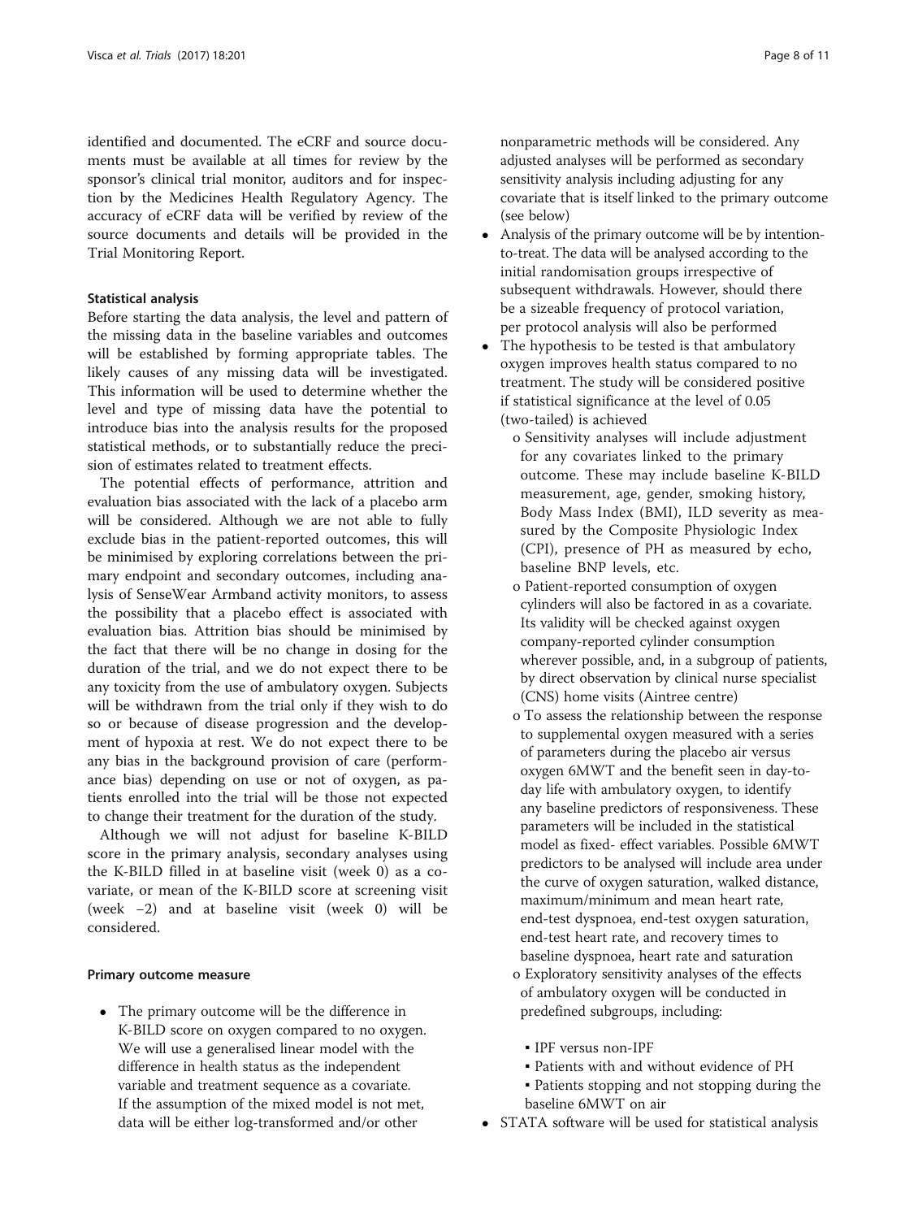identified and documented. The eCRF and source documents must be available at all times for review by the sponsor's clinical trial monitor, auditors and for inspection by the Medicines Health Regulatory Agency. The accuracy of eCRF data will be verified by review of the source documents and details will be provided in the Trial Monitoring Report.

#### Statistical analysis

Before starting the data analysis, the level and pattern of the missing data in the baseline variables and outcomes will be established by forming appropriate tables. The likely causes of any missing data will be investigated. This information will be used to determine whether the level and type of missing data have the potential to introduce bias into the analysis results for the proposed statistical methods, or to substantially reduce the precision of estimates related to treatment effects.

The potential effects of performance, attrition and evaluation bias associated with the lack of a placebo arm will be considered. Although we are not able to fully exclude bias in the patient-reported outcomes, this will be minimised by exploring correlations between the primary endpoint and secondary outcomes, including analysis of SenseWear Armband activity monitors, to assess the possibility that a placebo effect is associated with evaluation bias. Attrition bias should be minimised by the fact that there will be no change in dosing for the duration of the trial, and we do not expect there to be any toxicity from the use of ambulatory oxygen. Subjects will be withdrawn from the trial only if they wish to do so or because of disease progression and the development of hypoxia at rest. We do not expect there to be any bias in the background provision of care (performance bias) depending on use or not of oxygen, as patients enrolled into the trial will be those not expected to change their treatment for the duration of the study.

Although we will not adjust for baseline K-BILD score in the primary analysis, secondary analyses using the K-BILD filled in at baseline visit (week 0) as a covariate, or mean of the K-BILD score at screening visit (week −2) and at baseline visit (week 0) will be considered.

#### Primary outcome measure

- The primary outcome will be the difference in K-BILD score on oxygen compared to no oxygen. We will use a generalised linear model with the difference in health status as the independent variable and treatment sequence as a covariate. If the assumption of the mixed model is not met, data will be either log-transformed and/or other nonparametric methods will be considered. Any adjusted analyses will be performed as secondary sensitivity analysis including adjusting for any covariate that is itself linked to the primary outcome (see below)
- Analysis of the primary outcome will be by intention-to-treat. The data will be analysed according to the initial randomisation groups irrespective of subsequent withdrawals. However, should there be a sizeable frequency of protocol variation, per protocol analysis will also be performed
- The hypothesis to be tested is that ambulatory oxygen improves health status compared to no treatment. The study will be considered positive if statistical significance at the level of 0.05 (two-tailed) is achieved
  - Sensitivity analyses will include adjustment for any covariates linked to the primary outcome. These may include baseline K-BILD measurement, age, gender, smoking history, Body Mass Index (BMI), ILD severity as measured by the Composite Physiologic Index (CPI), presence of PH as measured by echo, baseline BNP levels, etc.
  - Patient-reported consumption of oxygen cylinders will also be factored in as a covariate. Its validity will be checked against oxygen company-reported cylinder consumption wherever possible, and, in a subgroup of patients, by direct observation by clinical nurse specialist (CNS) home visits (Aintree centre)
  - To assess the relationship between the response to supplemental oxygen measured with a series of parameters during the placebo air versus oxygen 6MWT and the benefit seen in day-to-day life with ambulatory oxygen, to identify any baseline predictors of responsiveness. These parameters will be included in the statistical model as fixed- effect variables. Possible 6MWT predictors to be analysed will include area under the curve of oxygen saturation, walked distance, maximum/minimum and mean heart rate, end-test dyspnoea, end-test oxygen saturation, end-test heart rate, and recovery times to baseline dyspnoea, heart rate and saturation
  - Exploratory sensitivity analyses of the effects of ambulatory oxygen will be conducted in predefined subgroups, including:
    - IPF versus non-IPF
    - Patients with and without evidence of PH
    - Patients stopping and not stopping during the baseline 6MWT on air
- STATA software will be used for statistical analysis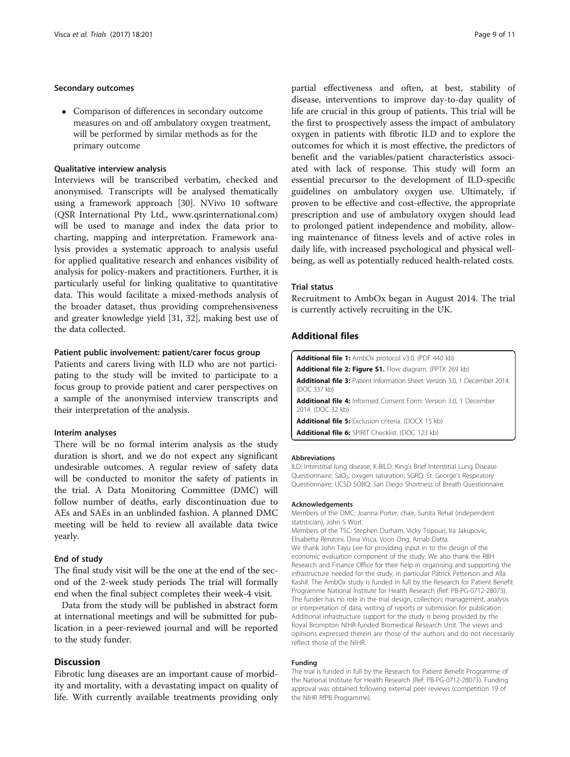#### Secondary outcomes

- Comparison of differences in secondary outcome measures on and off ambulatory oxygen treatment, will be performed by similar methods as for the primary outcome

#### Qualitative interview analysis

Interviews will be transcribed verbatim, checked and anonymised. Transcripts will be analysed thematically using a framework approach [30]. NVivo 10 software (QSR International Pty Ltd., www.qsrinternational.com) will be used to manage and index the data prior to charting, mapping and interpretation. Framework analysis provides a systematic approach to analysis useful for applied qualitative research and enhances visibility of analysis for policy-makers and practitioners. Further, it is particularly useful for linking qualitative to quantitative data. This would facilitate a mixed-methods analysis of the broader dataset, thus providing comprehensiveness and greater knowledge yield [31, 32], making best use of the data collected.

#### Patient public involvement: patient/carer focus group

Patients and carers living with ILD who are not participating to the study will be invited to participate to a focus group to provide patient and carer perspectives on a sample of the anonymised interview transcripts and their interpretation of the analysis.

#### Interim analyses

There will be no formal interim analysis as the study duration is short, and we do not expect any significant undesirable outcomes. A regular review of safety data will be conducted to monitor the safety of patients in the trial. A Data Monitoring Committee (DMC) will follow number of deaths, early discontinuation due to AEs and SAEs in an unblinded fashion. A planned DMC meeting will be held to review all available data twice yearly.

#### End of study

The final study visit will be the one at the end of the second of the 2-week study periods The trial will formally end when the final subject completes their week-4 visit.

Data from the study will be published in abstract form at international meetings and will be submitted for publication in a peer-reviewed journal and will be reported to the study funder.

## Discussion

Fibrotic lung diseases are an important cause of morbidity and mortality, with a devastating impact on quality of life. With currently available treatments providing only partial effectiveness and often, at best, stability of disease, interventions to improve day-to-day quality of life are crucial in this group of patients. This trial will be the first to prospectively assess the impact of ambulatory oxygen in patients with fibrotic ILD and to explore the outcomes for which it is most effective, the predictors of benefit and the variables/patient characteristics associated with lack of response. This study will form an essential precursor to the development of ILD-specific guidelines on ambulatory oxygen use. Ultimately, if proven to be effective and cost-effective, the appropriate prescription and use of ambulatory oxygen should lead to prolonged patient independence and mobility, allowing maintenance of fitness levels and of active roles in daily life, with increased psychological and physical wellbeing, as well as potentially reduced health-related costs.

### Trial status

Recruitment to AmbOx began in August 2014. The trial is currently actively recruiting in the UK.

## Additional files

**Additional file 1:** AmbOx protocol v3.0. (PDF 440 kb)

**Additional file 2: Figure S1.** Flow diagram. (PPTX 269 kb)

**Additional file 3:** Patient Information Sheet: Version 3.0, 1 December 2014. (DOC 337 kb)

**Additional file 4:** Informed Consent Form: Version 3.0, 1 December 2014. (DOC 32 kb)

**Additional file 5:** Exclusion criteria. (DOCX 15 kb)

**Additional file 6:** SPIRIT Checklist. (DOC 123 kb)

#### Abbreviations

ILD: Interstitial lung disease; K-BILD: King's Brief Interstitial Lung Disease Questionnaire; $SaO_2$: oxygen saturation; SGRQ: St. George's Respiratory Questionnaire; UCSD SOBQ: San Diego Shortness of Breath Questionnaire.

#### Acknowledgements

Members of the DMC: Joanna Porter, chair, Sunita Rehal (independent statistician), John S Wort.

Members of the TSC: Stephen Durham, Vicky Tsipouri, Ira Jakupovic, Elisabetta Renzoni, Dina Visca, Voon Ong, Arnab Datta.

We thank John Tayu Lee for providing input in to the design of the economic evaluation component of the study. We also thank the RBH Research and Finance Office for their help in organising and supporting the infrastructure needed for the study, in particular Patrick Petterson and Alla Kashif. The AmbOx study is funded in full by the Research for Patient Benefit Programme National Institute for Health Research (Ref: PB-PG-0712-28073). The funder has no role in the trial design, collection, management, analysis or interpretation of data, writing of reports or submission for publication. Additional infrastructure support for the study is being provided by the Royal Brompton NIHR-funded Biomedical Research Unit. The views and opinions expressed therein are those of the authors and do not necessarily reflect those of the NIHR.

#### Funding

The trial is funded in full by the Research for Patient Benefit Programme of the National Institute for Health Research (Ref: PB-PG-0712-28073). Funding approval was obtained following external peer reviews (competition 19 of the NIHR RfPB Programme).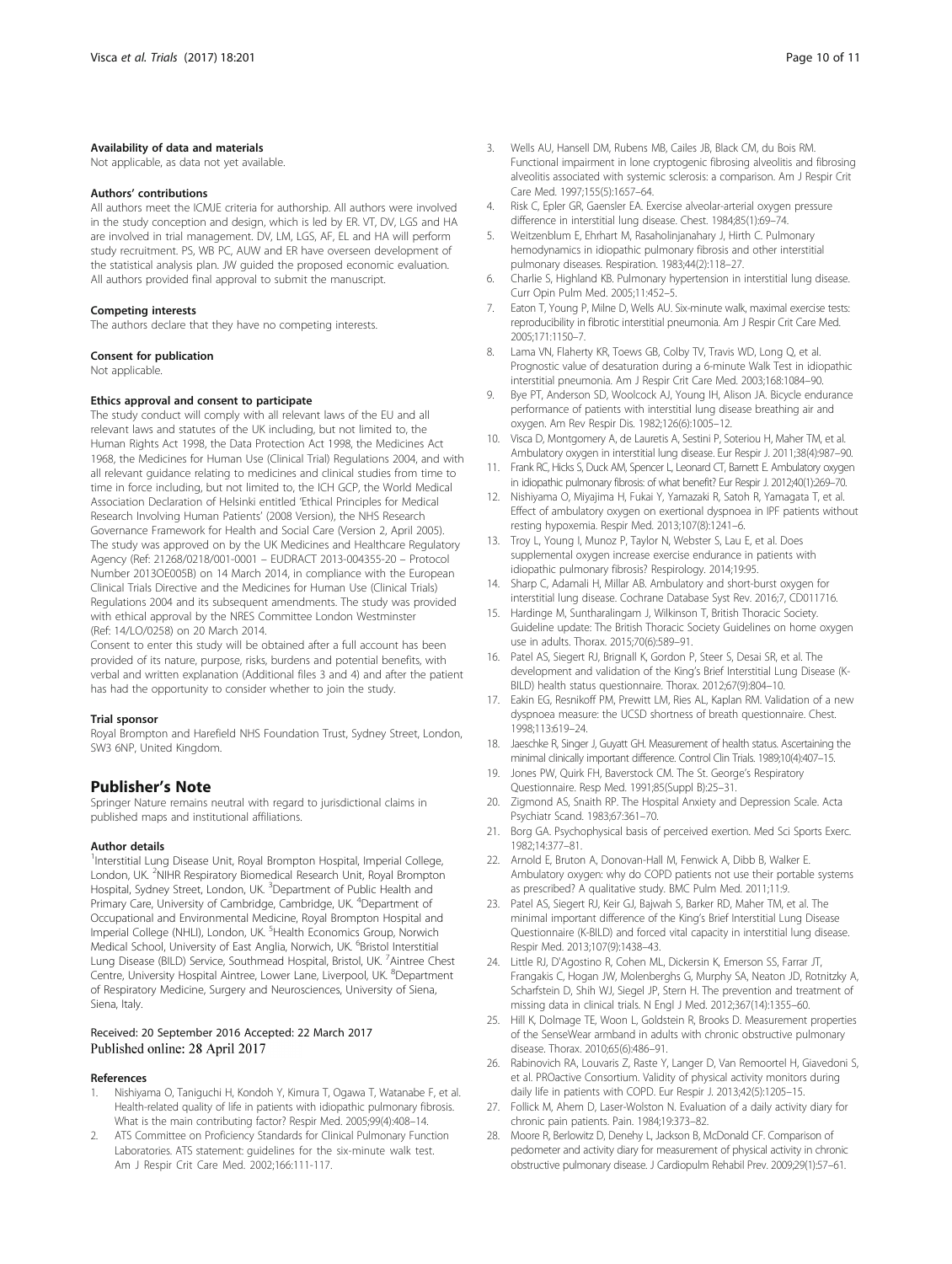#### Availability of data and materials

Not applicable, as data not yet available.

#### Authors' contributions

All authors meet the ICMJE criteria for authorship. All authors were involved in the study conception and design, which is led by ER. VT, DV, LGS and HA are involved in trial management. DV, LM, LGS, AF, EL and HA will perform study recruitment. PS, WB PC, AUW and ER have overseen development of the statistical analysis plan. JW guided the proposed economic evaluation. All authors provided final approval to submit the manuscript.

#### Competing interests

The authors declare that they have no competing interests.

#### Consent for publication

Not applicable.

#### Ethics approval and consent to participate

The study conduct will comply with all relevant laws of the EU and all relevant laws and statutes of the UK including, but not limited to, the Human Rights Act 1998, the Data Protection Act 1998, the Medicines Act 1968, the Medicines for Human Use (Clinical Trial) Regulations 2004, and with all relevant guidance relating to medicines and clinical studies from time to time in force including, but not limited to, the ICH GCP, the World Medical Association Declaration of Helsinki entitled 'Ethical Principles for Medical Research Involving Human Patients' (2008 Version), the NHS Research Governance Framework for Health and Social Care (Version 2, April 2005). The study was approved on by the UK Medicines and Healthcare Regulatory Agency (Ref: 21268/0218/001-0001 – EUDRACT 2013-004355-20 – Protocol Number 2013OE005B) on 14 March 2014, in compliance with the European Clinical Trials Directive and the Medicines for Human Use (Clinical Trials) Regulations 2004 and its subsequent amendments. The study was provided with ethical approval by the NRES Committee London Westminster (Ref: 14/LO/0258) on 20 March 2014.

Consent to enter this study will be obtained after a full account has been provided of its nature, purpose, risks, burdens and potential benefits, with verbal and written explanation (Additional files 3 and 4) and after the patient has had the opportunity to consider whether to join the study.

#### Trial sponsor

Royal Brompton and Harefield NHS Foundation Trust, Sydney Street, London, SW3 6NP, United Kingdom.

## Publisher's Note

Springer Nature remains neutral with regard to jurisdictional claims in published maps and institutional affiliations.

#### Author details

[1]Interstitial Lung Disease Unit, Royal Brompton Hospital, Imperial College, London, UK. [2]NIHR Respiratory Biomedical Research Unit, Royal Brompton Hospital, Sydney Street, London, UK. [3]Department of Public Health and Primary Care, University of Cambridge, Cambridge, UK. [4]Department of Occupational and Environmental Medicine, Royal Brompton Hospital and Imperial College (NHLI), London, UK. [5]Health Economics Group, Norwich Medical School, University of East Anglia, Norwich, UK. [6]Bristol Interstitial Lung Disease (BILD) Service, Southmead Hospital, Bristol, UK. [7]Aintree Chest Centre, University Hospital Aintree, Lower Lane, Liverpool, UK. [8]Department of Respiratory Medicine, Surgery and Neurosciences, University of Siena, Siena, Italy.

Received: 20 September 2016 Accepted: 22 March 2017
Published online: 28 April 2017

#### References

1. Nishiyama O, Taniguchi H, Kondoh Y, Kimura T, Ogawa T, Watanabe F, et al. Health-related quality of life in patients with idiopathic pulmonary fibrosis. What is the main contributing factor? Respir Med. 2005;99(4):408–14.
2. ATS Committee on Proficiency Standards for Clinical Pulmonary Function Laboratories. ATS statement: guidelines for the six-minute walk test. Am J Respir Crit Care Med. 2002;166:111-117.
3. Wells AU, Hansell DM, Rubens MB, Cailes JB, Black CM, du Bois RM. Functional impairment in lone cryptogenic fibrosing alveolitis and fibrosing alveolitis associated with systemic sclerosis: a comparison. Am J Respir Crit Care Med. 1997;155(5):1657–64.
4. Risk C, Epler GR, Gaensler EA. Exercise alveolar-arterial oxygen pressure difference in interstitial lung disease. Chest. 1984;85(1):69–74.
5. Weitzenblum E, Ehrhart M, Rasaholinjanahary J, Hirth C. Pulmonary hemodynamics in idiopathic pulmonary fibrosis and other interstitial pulmonary diseases. Respiration. 1983;44(2):118–27.
6. Charlie S, Highland KB. Pulmonary hypertension in interstitial lung disease. Curr Opin Pulm Med. 2005;11:452–5.
7. Eaton T, Young P, Milne D, Wells AU. Six-minute walk, maximal exercise tests: reproducibility in fibrotic interstitial pneumonia. Am J Respir Crit Care Med. 2005;171:1150–7.
8. Lama VN, Flaherty KR, Toews GB, Colby TV, Travis WD, Long Q, et al. Prognostic value of desaturation during a 6-minute Walk Test in idiopathic interstitial pneumonia. Am J Respir Crit Care Med. 2003;168:1084–90.
9. Bye PT, Anderson SD, Woolcock AJ, Young IH, Alison JA. Bicycle endurance performance of patients with interstitial lung disease breathing air and oxygen. Am Rev Respir Dis. 1982;126(6):1005–12.
10. Visca D, Montgomery A, de Lauretis A, Sestini P, Soteriou H, Maher TM, et al. Ambulatory oxygen in interstitial lung disease. Eur Respir J. 2011;38(4):987–90.
11. Frank RC, Hicks S, Duck AM, Spencer L, Leonard CT, Barnett E. Ambulatory oxygen in idiopathic pulmonary fibrosis: of what benefit? Eur Respir J. 2012;40(1):269–70.
12. Nishiyama O, Miyajima H, Fukai Y, Yamazaki R, Satoh R, Yamagata T, et al. Effect of ambulatory oxygen on exertional dyspnoea in IPF patients without resting hypoxemia. Respir Med. 2013;107(8):1241–6.
13. Troy L, Young I, Munoz P, Taylor N, Webster S, Lau E, et al. Does supplemental oxygen increase exercise endurance in patients with idiopathic pulmonary fibrosis? Respirology. 2014;19:95.
14. Sharp C, Adamali H, Millar AB. Ambulatory and short-burst oxygen for interstitial lung disease. Cochrane Database Syst Rev. 2016;7, CD011716.
15. Hardinge M, Suntharalingam J, Wilkinson T, British Thoracic Society. Guideline update: The British Thoracic Society Guidelines on home oxygen use in adults. Thorax. 2015;70(6):589–91.
16. Patel AS, Siegert RJ, Brignall K, Gordon P, Steer S, Desai SR, et al. The development and validation of the King's Brief Interstitial Lung Disease (K-BILD) health status questionnaire. Thorax. 2012;67(9):804–10.
17. Eakin EG, Resnikoff PM, Prewitt LM, Ries AL, Kaplan RM. Validation of a new dyspnoea measure: the UCSD shortness of breath questionnaire. Chest. 1998;113:619–24.
18. Jaeschke R, Singer J, Guyatt GH. Measurement of health status. Ascertaining the minimal clinically important difference. Control Clin Trials. 1989;10(4):407–15.
19. Jones PW, Quirk FH, Baverstock CM. The St. George's Respiratory Questionnaire. Resp Med. 1991;85(Suppl B):25–31.
20. Zigmond AS, Snaith RP. The Hospital Anxiety and Depression Scale. Acta Psychiatr Scand. 1983;67:361–70.
21. Borg GA. Psychophysical basis of perceived exertion. Med Sci Sports Exerc. 1982;14:377–81.
22. Arnold E, Bruton A, Donovan-Hall M, Fenwick A, Dibb B, Walker E. Ambulatory oxygen: why do COPD patients not use their portable systems as prescribed? A qualitative study. BMC Pulm Med. 2011;11:9.
23. Patel AS, Siegert RJ, Keir GJ, Bajwah S, Barker RD, Maher TM, et al. The minimal important difference of the King's Brief Interstitial Lung Disease Questionnaire (K-BILD) and forced vital capacity in interstitial lung disease. Respir Med. 2013;107(9):1438–43.
24. Little RJ, D'Agostino R, Cohen ML, Dickersin K, Emerson SS, Farrar JT, Frangakis C, Hogan JW, Molenberghs G, Murphy SA, Neaton JD, Rotnitzky A, Scharfstein D, Shih WJ, Siegel JP, Stern H. The prevention and treatment of missing data in clinical trials. N Engl J Med. 2012;367(14):1355–60.
25. Hill K, Dolmage TE, Woon L, Goldstein R, Brooks D. Measurement properties of the SenseWear armband in adults with chronic obstructive pulmonary disease. Thorax. 2010;65(6):486–91.
26. Rabinovich RA, Louvaris Z, Raste Y, Langer D, Van Remoortel H, Giavedoni S, et al. PROactive Consortium. Validity of physical activity monitors during daily life in patients with COPD. Eur Respir J. 2013;42(5):1205–15.
27. Follick M, Ahern D, Laser-Wolston N. Evaluation of a daily activity diary for chronic pain patients. Pain. 1984;19:373–82.
28. Moore R, Berlowitz D, Denehy L, Jackson B, McDonald CF. Comparison of pedometer and activity diary for measurement of physical activity in chronic obstructive pulmonary disease. J Cardiopulm Rehabil Prev. 2009;29(1):57–61.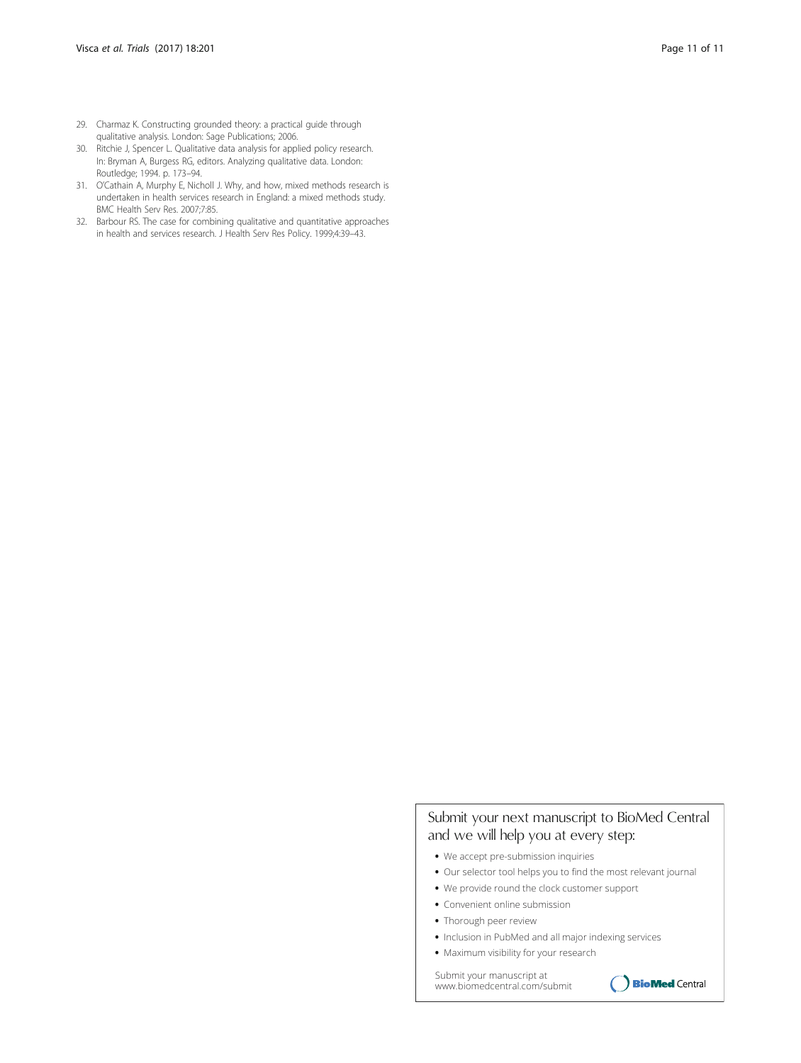29. Charmaz K. Constructing grounded theory: a practical guide through qualitative analysis. London: Sage Publications; 2006.
30. Ritchie J, Spencer L. Qualitative data analysis for applied policy research. In: Bryman A, Burgess RG, editors. Analyzing qualitative data. London: Routledge; 1994. p. 173–94.
31. O'Cathain A, Murphy E, Nicholl J. Why, and how, mixed methods research is undertaken in health services research in England: a mixed methods study. BMC Health Serv Res. 2007;7:85.
32. Barbour RS. The case for combining qualitative and quantitative approaches in health and services research. J Health Serv Res Policy. 1999;4:39–43.

Submit your next manuscript to BioMed Central and we will help you at every step:

- We accept pre-submission inquiries
- Our selector tool helps you to find the most relevant journal
- We provide round the clock customer support
- Convenient online submission
- Thorough peer review
- Inclusion in PubMed and all major indexing services
- Maximum visibility for your research

Submit your manuscript at
www.biomedcentral.com/submit

BioMed Central